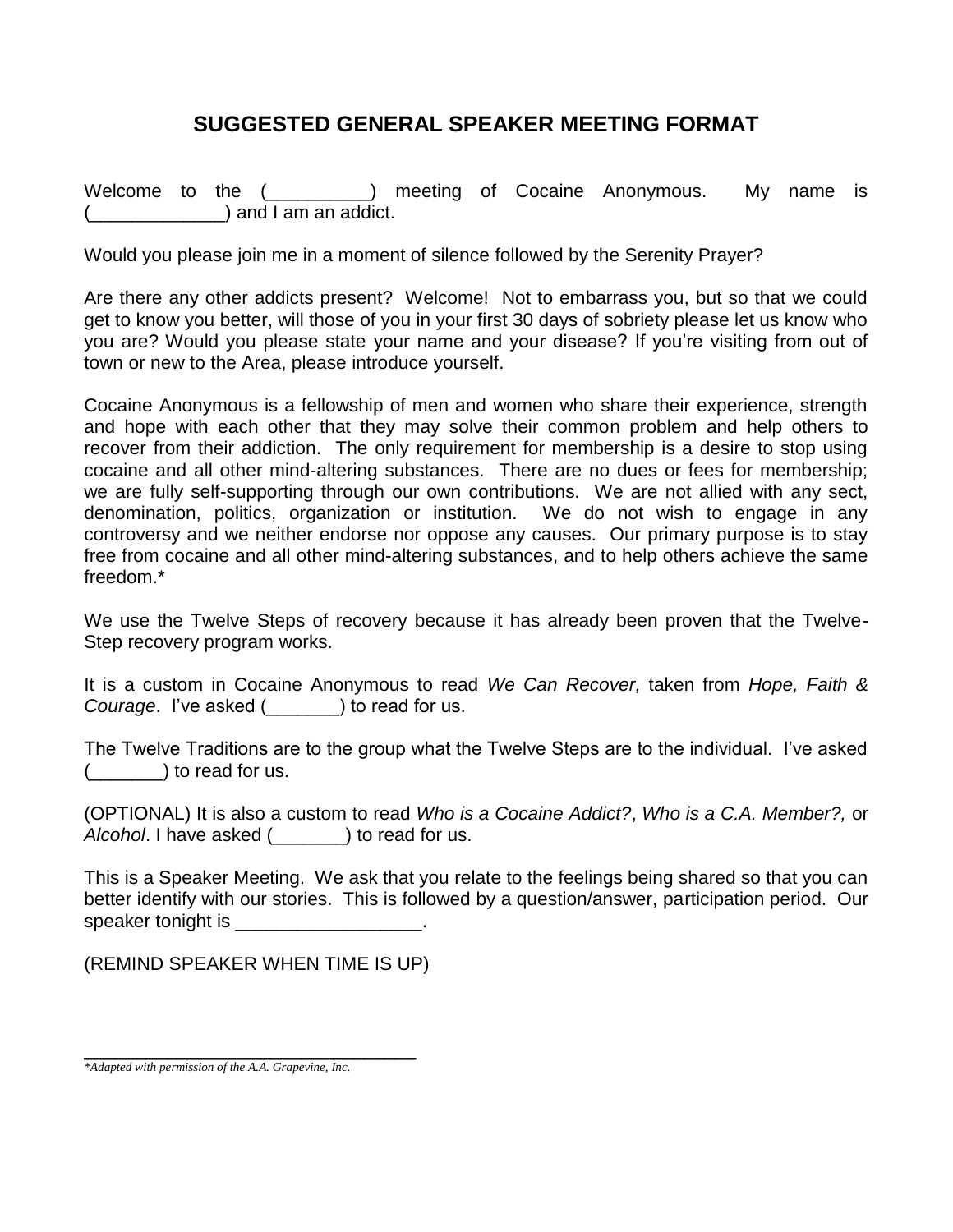# SUGGESTED GENERAL SPEAKER MEETING FORMAT

Welcome to the (__________) meeting of Cocaine Anonymous. My name is (_____________) and I am an addict.

Would you please join me in a moment of silence followed by the Serenity Prayer?

Are there any other addicts present? Welcome! Not to embarrass you, but so that we could get to know you better, will those of you in your first 30 days of sobriety please let us know who you are? Would you please state your name and your disease? If you're visiting from out of town or new to the Area, please introduce yourself.

Cocaine Anonymous is a fellowship of men and women who share their experience, strength and hope with each other that they may solve their common problem and help others to recover from their addiction. The only requirement for membership is a desire to stop using cocaine and all other mind-altering substances. There are no dues or fees for membership; we are fully self-supporting through our own contributions. We are not allied with any sect, denomination, politics, organization or institution. We do not wish to engage in any controversy and we neither endorse nor oppose any causes. Our primary purpose is to stay free from cocaine and all other mind-altering substances, and to help others achieve the same freedom.*

We use the Twelve Steps of recovery because it has already been proven that the Twelve-Step recovery program works.

It is a custom in Cocaine Anonymous to read *We Can Recover,* taken from *Hope, Faith & Courage*. I've asked (_______) to read for us.

The Twelve Traditions are to the group what the Twelve Steps are to the individual. I've asked (_______) to read for us.

(OPTIONAL) It is also a custom to read *Who is a Cocaine Addict?*, *Who is a C.A. Member?,* or *Alcohol*. I have asked (_______) to read for us.

This is a Speaker Meeting. We ask that you relate to the feelings being shared so that you can better identify with our stories. This is followed by a question/answer, participation period. Our speaker tonight is __________________.

(REMIND SPEAKER WHEN TIME IS UP)

---

*\*Adapted with permission of the A.A. Grapevine, Inc.*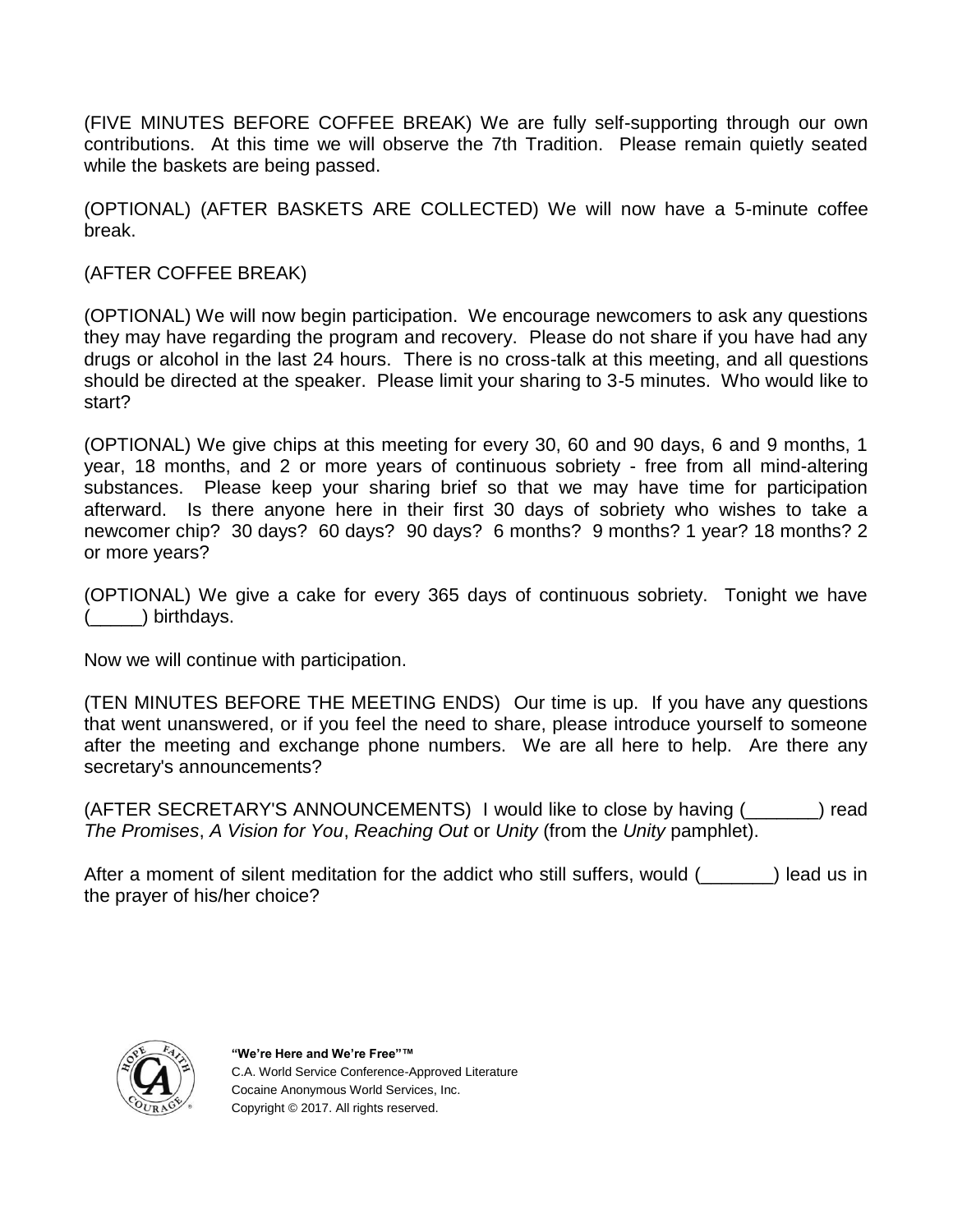(FIVE MINUTES BEFORE COFFEE BREAK) We are fully self-supporting through our own contributions. At this time we will observe the 7th Tradition. Please remain quietly seated while the baskets are being passed.

(OPTIONAL) (AFTER BASKETS ARE COLLECTED) We will now have a 5-minute coffee break.

(AFTER COFFEE BREAK)

(OPTIONAL) We will now begin participation. We encourage newcomers to ask any questions they may have regarding the program and recovery. Please do not share if you have had any drugs or alcohol in the last 24 hours. There is no cross-talk at this meeting, and all questions should be directed at the speaker. Please limit your sharing to 3-5 minutes. Who would like to start?

(OPTIONAL) We give chips at this meeting for every 30, 60 and 90 days, 6 and 9 months, 1 year, 18 months, and 2 or more years of continuous sobriety - free from all mind-altering substances. Please keep your sharing brief so that we may have time for participation afterward. Is there anyone here in their first 30 days of sobriety who wishes to take a newcomer chip? 30 days? 60 days? 90 days? 6 months? 9 months? 1 year? 18 months? 2 or more years?

(OPTIONAL) We give a cake for every 365 days of continuous sobriety. Tonight we have (_____) birthdays.

Now we will continue with participation.

(TEN MINUTES BEFORE THE MEETING ENDS) Our time is up. If you have any questions that went unanswered, or if you feel the need to share, please introduce yourself to someone after the meeting and exchange phone numbers. We are all here to help. Are there any secretary's announcements?

(AFTER SECRETARY'S ANNOUNCEMENTS) I would like to close by having (_______) read *The Promises*, *A Vision for You*, *Reaching Out* or *Unity* (from the *Unity* pamphlet).

After a moment of silent meditation for the addict who still suffers, would (_______) lead us in the prayer of his/her choice?

**"We're Here and We're Free"™**
C.A. World Service Conference-Approved Literature
Cocaine Anonymous World Services, Inc.
Copyright © 2017. All rights reserved.